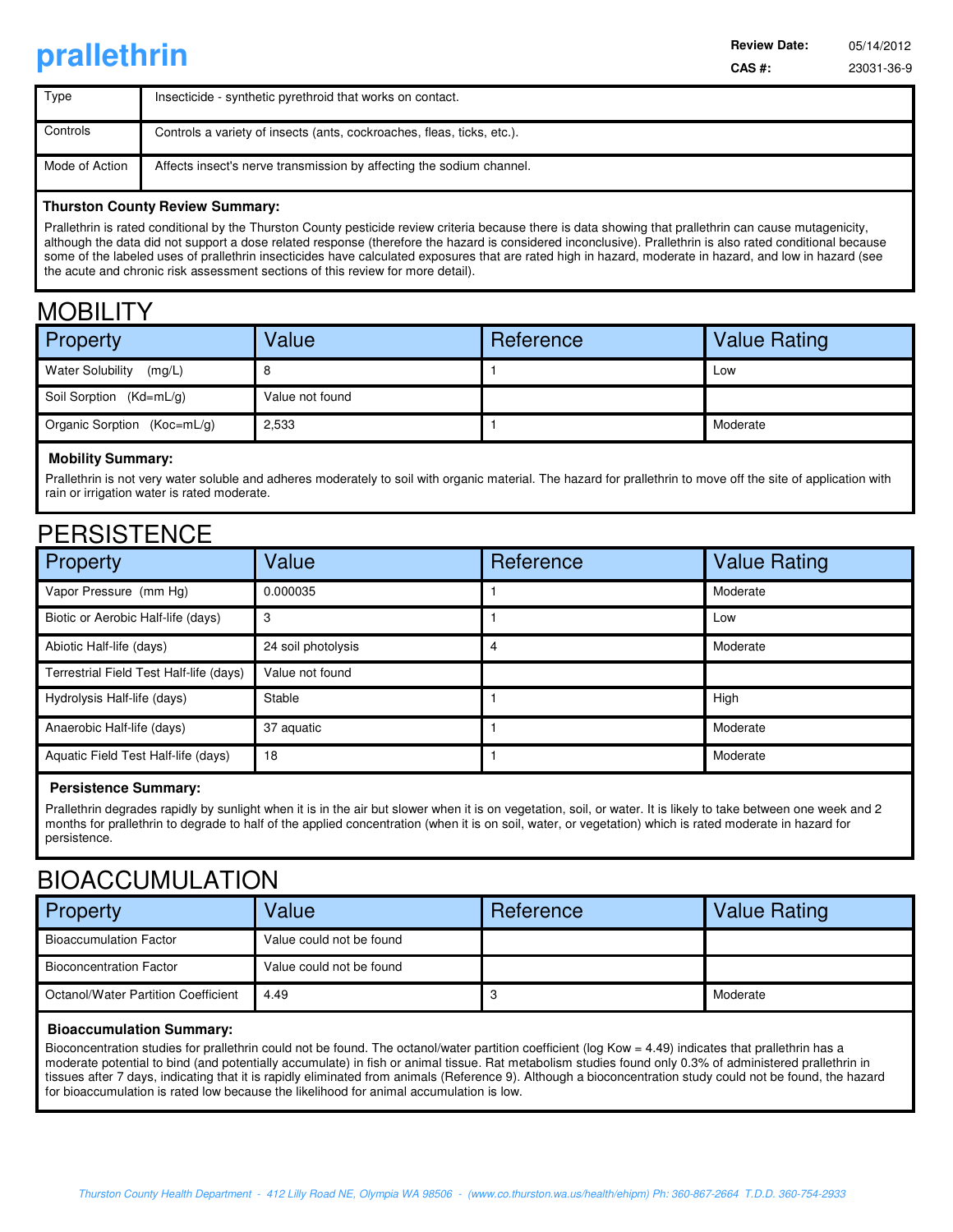# prallethrin

**Review Date:** 05/14/2012

**CAS #:** 23031-36-9

| | |
|---|---|
| Type | Insecticide - synthetic pyrethroid that works on contact. |
| Controls | Controls a variety of insects (ants, cockroaches, fleas, ticks, etc.). |
| Mode of Action | Affects insect's nerve transmission by affecting the sodium channel. |

**Thurston County Review Summary:**

Prallethrin is rated conditional by the Thurston County pesticide review criteria because there is data showing that prallethrin can cause mutagenicity, although the data did not support a dose related response (therefore the hazard is considered inconclusive). Prallethrin is also rated conditional because some of the labeled uses of prallethrin insecticides have calculated exposures that are rated high in hazard, moderate in hazard, and low in hazard (see the acute and chronic risk assessment sections of this review for more detail).

## MOBILITY

| Property | Value | Reference | Value Rating |
|---|---|---|---|
| Water Solubility (mg/L) | 8 | 1 | Low |
| Soil Sorption (Kd=mL/g) | Value not found | | |
| Organic Sorption (Koc=mL/g) | 2,533 | 1 | Moderate |

**Mobility Summary:**

Prallethrin is not very water soluble and adheres moderately to soil with organic material. The hazard for prallethrin to move off the site of application with rain or irrigation water is rated moderate.

## PERSISTENCE

| Property | Value | Reference | Value Rating |
|---|---|---|---|
| Vapor Pressure (mm Hg) | 0.000035 | 1 | Moderate |
| Biotic or Aerobic Half-life (days) | 3 | 1 | Low |
| Abiotic Half-life (days) | 24 soil photolysis | 4 | Moderate |
| Terrestrial Field Test Half-life (days) | Value not found | | |
| Hydrolysis Half-life (days) | Stable | 1 | High |
| Anaerobic Half-life (days) | 37 aquatic | 1 | Moderate |
| Aquatic Field Test Half-life (days) | 18 | 1 | Moderate |

**Persistence Summary:**

Prallethrin degrades rapidly by sunlight when it is in the air but slower when it is on vegetation, soil, or water. It is likely to take between one week and 2 months for prallethrin to degrade to half of the applied concentration (when it is on soil, water, or vegetation) which is rated moderate in hazard for persistence.

## BIOACCUMULATION

| Property | Value | Reference | Value Rating |
|---|---|---|---|
| Bioaccumulation Factor | Value could not be found | | |
| Bioconcentration Factor | Value could not be found | | |
| Octanol/Water Partition Coefficient | 4.49 | 3 | Moderate |

**Bioaccumulation Summary:**

Bioconcentration studies for prallethrin could not be found. The octanol/water partition coefficient (log Kow = 4.49) indicates that prallethrin has a moderate potential to bind (and potentially accumulate) in fish or animal tissue. Rat metabolism studies found only 0.3% of administered prallethrin in tissues after 7 days, indicating that it is rapidly eliminated from animals (Reference 9). Although a bioconcentration study could not be found, the hazard for bioaccumulation is rated low because the likelihood for animal accumulation is low.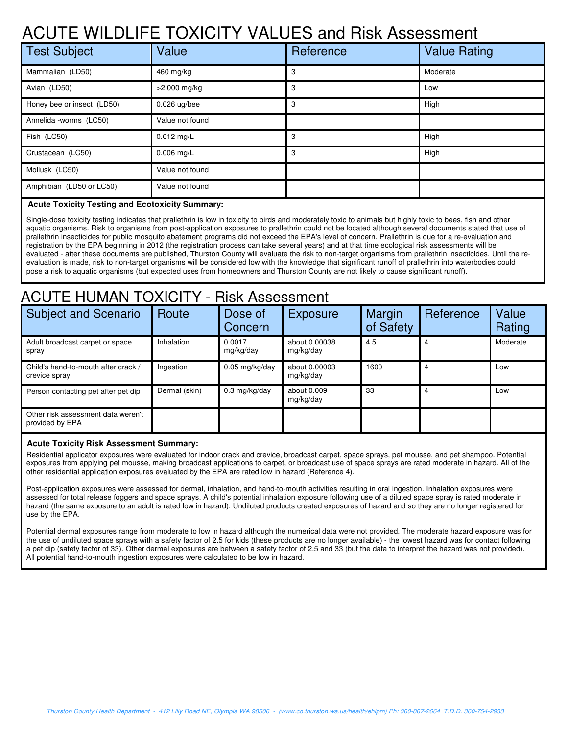# ACUTE WILDLIFE TOXICITY VALUES and Risk Assessment

| Test Subject | Value | Reference | Value Rating |
|---|---|---|---|
| Mammalian (LD50) | 460 mg/kg | 3 | Moderate |
| Avian (LD50) | >2,000 mg/kg | 3 | Low |
| Honey bee or insect (LD50) | 0.026 ug/bee | 3 | High |
| Annelida -worms (LC50) | Value not found | | |
| Fish (LC50) | 0.012 mg/L | 3 | High |
| Crustacean (LC50) | 0.006 mg/L | 3 | High |
| Mollusk (LC50) | Value not found | | |
| Amphibian (LD50 or LC50) | Value not found | | |

**Acute Toxicity Testing and Ecotoxicity Summary:**

Single-dose toxicity testing indicates that prallethrin is low in toxicity to birds and moderately toxic to animals but highly toxic to bees, fish and other aquatic organisms. Risk to organisms from post-application exposures to prallethrin could not be located although several documents stated that use of prallethrin insecticides for public mosquito abatement programs did not exceed the EPA's level of concern. Prallethrin is due for a re-evaluation and registration by the EPA beginning in 2012 (the registration process can take several years) and at that time ecological risk assessments will be evaluated - after these documents are published, Thurston County will evaluate the risk to non-target organisms from prallethrin insecticides. Until the re-evaluation is made, risk to non-target organisms will be considered low with the knowledge that significant runoff of prallethrin into waterbodies could pose a risk to aquatic organisms (but expected uses from homeowners and Thurston County are not likely to cause significant runoff).

# ACUTE HUMAN TOXICITY - Risk Assessment

| Subject and Scenario | Route | Dose of Concern | Exposure | Margin of Safety | Reference | Value Rating |
|---|---|---|---|---|---|---|
| Adult broadcast carpet or space spray | Inhalation | 0.0017 mg/kg/day | about 0.00038 mg/kg/day | 4.5 | 4 | Moderate |
| Child's hand-to-mouth after crack / crevice spray | Ingestion | 0.05 mg/kg/day | about 0.00003 mg/kg/day | 1600 | 4 | Low |
| Person contacting pet after pet dip | Dermal (skin) | 0.3 mg/kg/day | about 0.009 mg/kg/day | 33 | 4 | Low |
| Other risk assessment data weren't provided by EPA | | | | | | |

**Acute Toxicity Risk Assessment Summary:**

Residential applicator exposures were evaluated for indoor crack and crevice, broadcast carpet, space sprays, pet mousse, and pet shampoo. Potential exposures from applying pet mousse, making broadcast applications to carpet, or broadcast use of space sprays are rated moderate in hazard. All of the other residential application exposures evaluated by the EPA are rated low in hazard (Reference 4).

Post-application exposures were assessed for dermal, inhalation, and hand-to-mouth activities resulting in oral ingestion. Inhalation exposures were assessed for total release foggers and space sprays. A child's potential inhalation exposure following use of a diluted space spray is rated moderate in hazard (the same exposure to an adult is rated low in hazard). Undiluted products created exposures of hazard and so they are no longer registered for use by the EPA.

Potential dermal exposures range from moderate to low in hazard although the numerical data were not provided. The moderate hazard exposure was for the use of undiluted space sprays with a safety factor of 2.5 for kids (these products are no longer available) - the lowest hazard was for contact following a pet dip (safety factor of 33). Other dermal exposures are between a safety factor of 2.5 and 33 (but the data to interpret the hazard was not provided). All potential hand-to-mouth ingestion exposures were calculated to be low in hazard.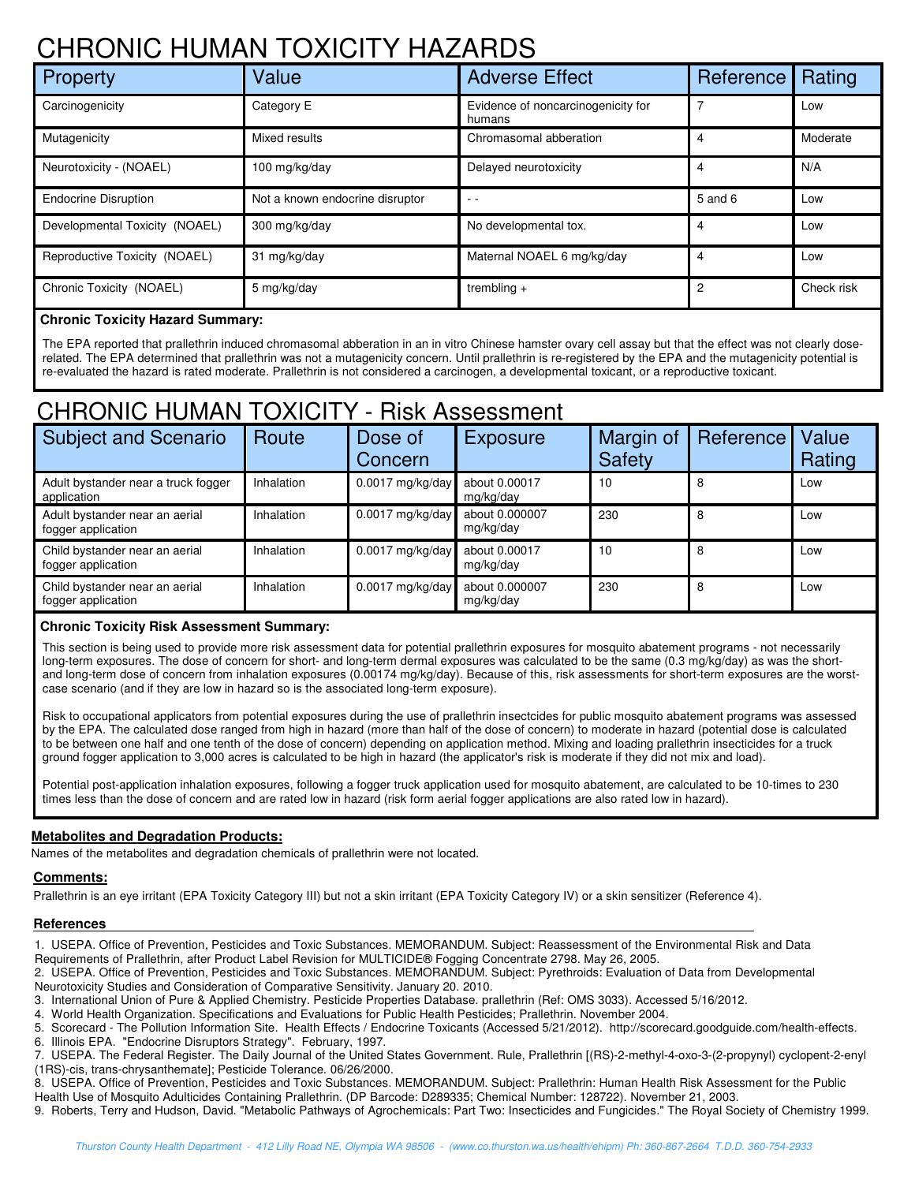# CHRONIC HUMAN TOXICITY HAZARDS

| Property | Value | Adverse Effect | Reference | Rating |
|---|---|---|---|---|
| Carcinogenicity | Category E | Evidence of noncarcinogenicity for humans | 7 | Low |
| Mutagenicity | Mixed results | Chromasomal abberation | 4 | Moderate |
| Neurotoxicity - (NOAEL) | 100 mg/kg/day | Delayed neurotoxicity | 4 | N/A |
| Endocrine Disruption | Not a known endocrine disruptor | - - | 5 and 6 | Low |
| Developmental Toxicity (NOAEL) | 300 mg/kg/day | No developmental tox. | 4 | Low |
| Reproductive Toxicity (NOAEL) | 31 mg/kg/day | Maternal NOAEL 6 mg/kg/day | 4 | Low |
| Chronic Toxicity (NOAEL) | 5 mg/kg/day | trembling + | 2 | Check risk |

**Chronic Toxicity Hazard Summary:**

The EPA reported that prallethrin induced chromasomal abberation in an in vitro Chinese hamster ovary cell assay but that the effect was not clearly dose-related. The EPA determined that prallethrin was not a mutagenicity concern. Until prallethrin is re-registered by the EPA and the mutagenicity potential is re-evaluated the hazard is rated moderate. Prallethrin is not considered a carcinogen, a developmental toxicant, or a reproductive toxicant.

# CHRONIC HUMAN TOXICITY - Risk Assessment

| Subject and Scenario | Route | Dose of Concern | Exposure | Margin of Safety | Reference | Value Rating |
|---|---|---|---|---|---|---|
| Adult bystander near a truck fogger application | Inhalation | 0.0017 mg/kg/day | about 0.00017 mg/kg/day | 10 | 8 | Low |
| Adult bystander near an aerial fogger application | Inhalation | 0.0017 mg/kg/day | about 0.000007 mg/kg/day | 230 | 8 | Low |
| Child bystander near an aerial fogger application | Inhalation | 0.0017 mg/kg/day | about 0.00017 mg/kg/day | 10 | 8 | Low |
| Child bystander near an aerial fogger application | Inhalation | 0.0017 mg/kg/day | about 0.000007 mg/kg/day | 230 | 8 | Low |

**Chronic Toxicity Risk Assessment Summary:**

This section is being used to provide more risk assessment data for potential prallethrin exposures for mosquito abatement programs - not necessarily long-term exposures. The dose of concern for short- and long-term dermal exposures was calculated to be the same (0.3 mg/kg/day) as was the short- and long-term dose of concern from inhalation exposures (0.00174 mg/kg/day). Because of this, risk assessments for short-term exposures are the worst-case scenario (and if they are low in hazard so is the associated long-term exposure).

Risk to occupational applicators from potential exposures during the use of prallethrin insectcides for public mosquito abatement programs was assessed by the EPA. The calculated dose ranged from high in hazard (more than half of the dose of concern) to moderate in hazard (potential dose is calculated to be between one half and one tenth of the dose of concern) depending on application method. Mixing and loading prallethrin insecticides for a truck ground fogger application to 3,000 acres is calculated to be high in hazard (the applicator's risk is moderate if they did not mix and load).

Potential post-application inhalation exposures, following a fogger truck application used for mosquito abatement, are calculated to be 10-times to 230 times less than the dose of concern and are rated low in hazard (risk form aerial fogger applications are also rated low in hazard).

**Metabolites and Degradation Products:**

Names of the metabolites and degradation chemicals of prallethrin were not located.

**Comments:**

Prallethrin is an eye irritant (EPA Toxicity Category III) but not a skin irritant (EPA Toxicity Category IV) or a skin sensitizer (Reference 4).

**References**

1. USEPA. Office of Prevention, Pesticides and Toxic Substances. MEMORANDUM. Subject: Reassessment of the Environmental Risk and Data Requirements of Prallethrin, after Product Label Revision for MULTICIDE® Fogging Concentrate 2798. May 26, 2005.
2. USEPA. Office of Prevention, Pesticides and Toxic Substances. MEMORANDUM. Subject: Pyrethroids: Evaluation of Data from Developmental Neurotoxicity Studies and Consideration of Comparative Sensitivity. January 20. 2010.
3. International Union of Pure & Applied Chemistry. Pesticide Properties Database. prallethrin (Ref: OMS 3033). Accessed 5/16/2012.
4. World Health Organization. Specifications and Evaluations for Public Health Pesticides; Prallethrin. November 2004.
5. Scorecard - The Pollution Information Site. Health Effects / Endocrine Toxicants (Accessed 5/21/2012). http://scorecard.goodguide.com/health-effects.
6. Illinois EPA. "Endocrine Disruptors Strategy". February, 1997.
7. USEPA. The Federal Register. The Daily Journal of the United States Government. Rule, Prallethrin [(RS)-2-methyl-4-oxo-3-(2-propynyl) cyclopent-2-enyl (1RS)-cis, trans-chrysanthemate]; Pesticide Tolerance. 06/26/2000.
8. USEPA. Office of Prevention, Pesticides and Toxic Substances. MEMORANDUM. Subject: Prallethrin: Human Health Risk Assessment for the Public Health Use of Mosquito Adulticides Containing Prallethrin. (DP Barcode: D289335; Chemical Number: 128722). November 21, 2003.
9. Roberts, Terry and Hudson, David. "Metabolic Pathways of Agrochemicals: Part Two: Insecticides and Fungicides." The Royal Society of Chemistry 1999.